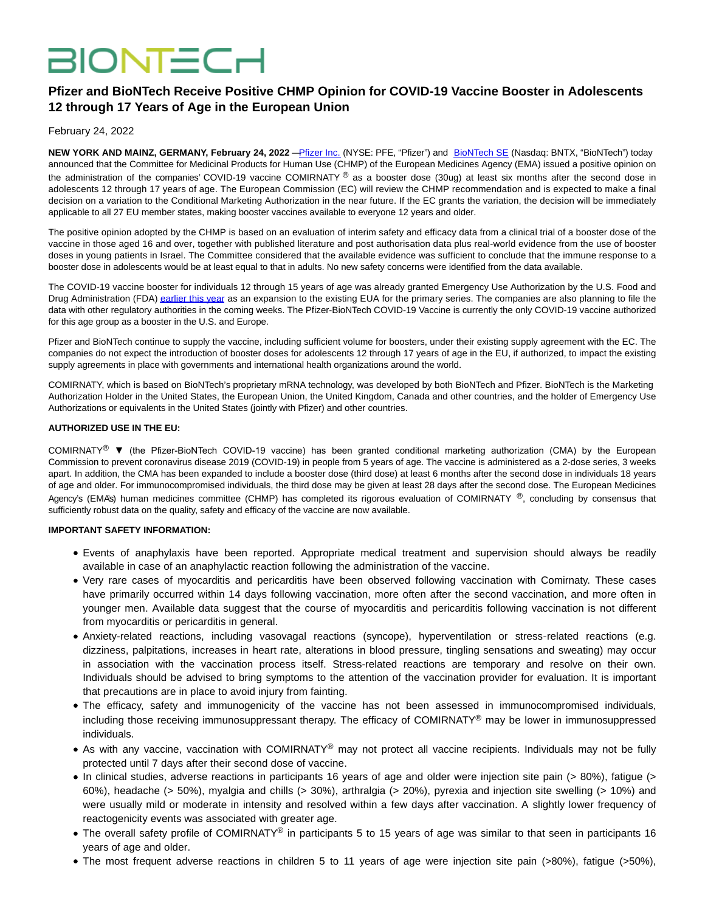BIONTECH

# Pfizer and BioNTech Receive Positive CHMP Opinion for COVID-19 Vaccine Booster in Adolescents 12 through 17 Years of Age in the European Union

February 24, 2022

**NEW YORK AND MAINZ, GERMANY, February 24, 2022** — Pfizer Inc. (NYSE: PFE, "Pfizer") and BioNTech SE (Nasdaq: BNTX, "BioNTech") today announced that the Committee for Medicinal Products for Human Use (CHMP) of the European Medicines Agency (EMA) issued a positive opinion on the administration of the companies' COVID-19 vaccine COMIRNATY® as a booster dose (30ug) at least six months after the second dose in adolescents 12 through 17 years of age. The European Commission (EC) will review the CHMP recommendation and is expected to make a final decision on a variation to the Conditional Marketing Authorization in the near future. If the EC grants the variation, the decision will be immediately applicable to all 27 EU member states, making booster vaccines available to everyone 12 years and older.

The positive opinion adopted by the CHMP is based on an evaluation of interim safety and efficacy data from a clinical trial of a booster dose of the vaccine in those aged 16 and over, together with published literature and post authorisation data plus real-world evidence from the use of booster doses in young patients in Israel. The Committee considered that the available evidence was sufficient to conclude that the immune response to a booster dose in adolescents would be at least equal to that in adults. No new safety concerns were identified from the data available.

The COVID-19 vaccine booster for individuals 12 through 15 years of age was already granted Emergency Use Authorization by the U.S. Food and Drug Administration (FDA) earlier this year as an expansion to the existing EUA for the primary series. The companies are also planning to file the data with other regulatory authorities in the coming weeks. The Pfizer-BioNTech COVID-19 Vaccine is currently the only COVID-19 vaccine authorized for this age group as a booster in the U.S. and Europe.

Pfizer and BioNTech continue to supply the vaccine, including sufficient volume for boosters, under their existing supply agreement with the EC. The companies do not expect the introduction of booster doses for adolescents 12 through 17 years of age in the EU, if authorized, to impact the existing supply agreements in place with governments and international health organizations around the world.

COMIRNATY, which is based on BioNTech's proprietary mRNA technology, was developed by both BioNTech and Pfizer. BioNTech is the Marketing Authorization Holder in the United States, the European Union, the United Kingdom, Canada and other countries, and the holder of Emergency Use Authorizations or equivalents in the United States (jointly with Pfizer) and other countries.

**AUTHORIZED USE IN THE EU:**

COMIRNATY® ▼ (the Pfizer-BioNTech COVID-19 vaccine) has been granted conditional marketing authorization (CMA) by the European Commission to prevent coronavirus disease 2019 (COVID-19) in people from 5 years of age. The vaccine is administered as a 2-dose series, 3 weeks apart. In addition, the CMA has been expanded to include a booster dose (third dose) at least 6 months after the second dose in individuals 18 years of age and older. For immunocompromised individuals, the third dose may be given at least 28 days after the second dose. The European Medicines Agency's (EMA's) human medicines committee (CHMP) has completed its rigorous evaluation of COMIRNATY ®, concluding by consensus that sufficiently robust data on the quality, safety and efficacy of the vaccine are now available.

**IMPORTANT SAFETY INFORMATION:**

- Events of anaphylaxis have been reported. Appropriate medical treatment and supervision should always be readily available in case of an anaphylactic reaction following the administration of the vaccine.
- Very rare cases of myocarditis and pericarditis have been observed following vaccination with Comirnaty. These cases have primarily occurred within 14 days following vaccination, more often after the second vaccination, and more often in younger men. Available data suggest that the course of myocarditis and pericarditis following vaccination is not different from myocarditis or pericarditis in general.
- Anxiety-related reactions, including vasovagal reactions (syncope), hyperventilation or stress-related reactions (e.g. dizziness, palpitations, increases in heart rate, alterations in blood pressure, tingling sensations and sweating) may occur in association with the vaccination process itself. Stress-related reactions are temporary and resolve on their own. Individuals should be advised to bring symptoms to the attention of the vaccination provider for evaluation. It is important that precautions are in place to avoid injury from fainting.
- The efficacy, safety and immunogenicity of the vaccine has not been assessed in immunocompromised individuals, including those receiving immunosuppressant therapy. The efficacy of COMIRNATY® may be lower in immunosuppressed individuals.
- As with any vaccine, vaccination with COMIRNATY® may not protect all vaccine recipients. Individuals may not be fully protected until 7 days after their second dose of vaccine.
- In clinical studies, adverse reactions in participants 16 years of age and older were injection site pain (> 80%), fatigue (> 60%), headache (> 50%), myalgia and chills (> 30%), arthralgia (> 20%), pyrexia and injection site swelling (> 10%) and were usually mild or moderate in intensity and resolved within a few days after vaccination. A slightly lower frequency of reactogenicity events was associated with greater age.
- The overall safety profile of COMIRNATY® in participants 5 to 15 years of age was similar to that seen in participants 16 years of age and older.
- The most frequent adverse reactions in children 5 to 11 years of age were injection site pain (>80%), fatigue (>50%),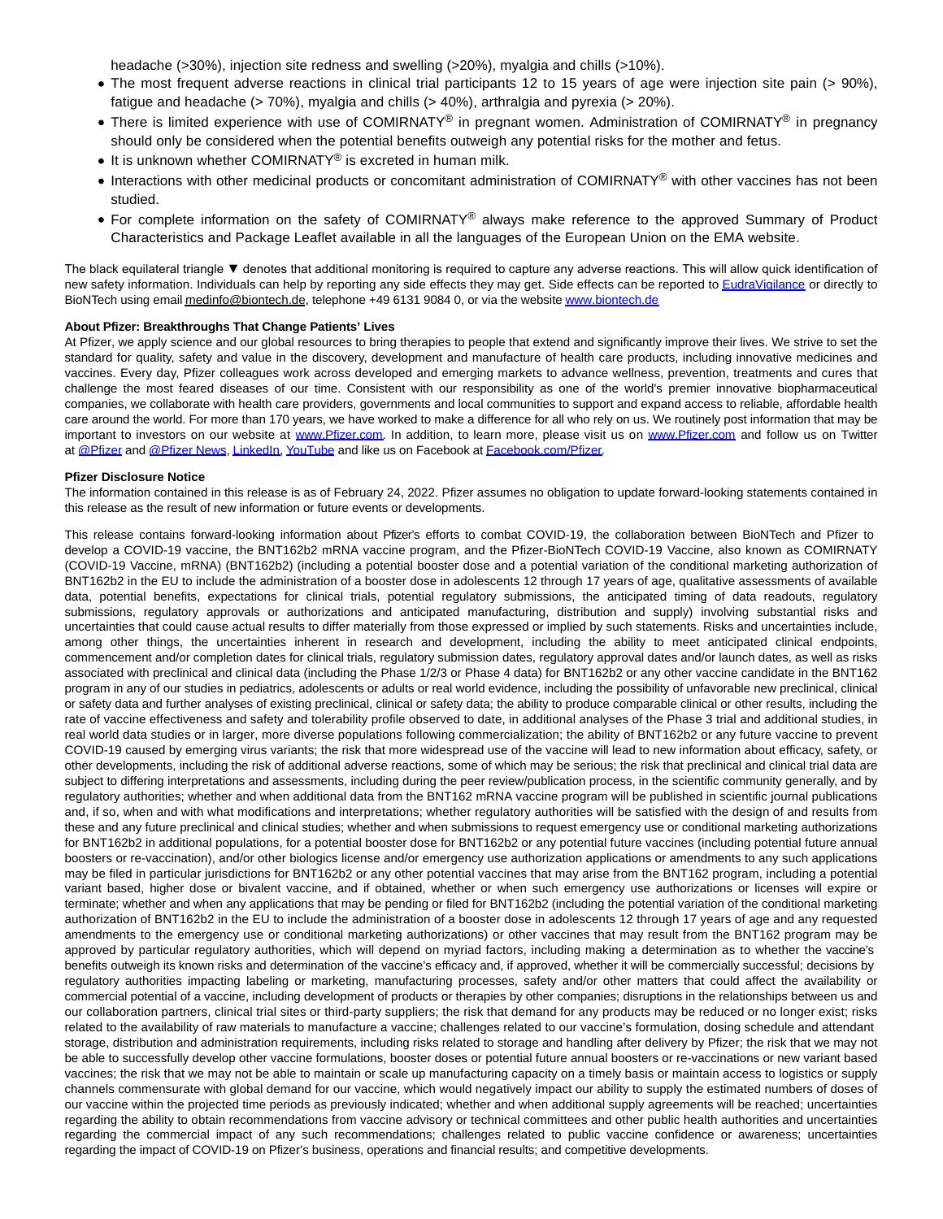headache (>30%), injection site redness and swelling (>20%), myalgia and chills (>10%).

- The most frequent adverse reactions in clinical trial participants 12 to 15 years of age were injection site pain (> 90%), fatigue and headache (> 70%), myalgia and chills (> 40%), arthralgia and pyrexia (> 20%).
- There is limited experience with use of COMIRNATY® in pregnant women. Administration of COMIRNATY® in pregnancy should only be considered when the potential benefits outweigh any potential risks for the mother and fetus.
- It is unknown whether COMIRNATY® is excreted in human milk.
- Interactions with other medicinal products or concomitant administration of COMIRNATY® with other vaccines has not been studied.
- For complete information on the safety of COMIRNATY® always make reference to the approved Summary of Product Characteristics and Package Leaflet available in all the languages of the European Union on the EMA website.

The black equilateral triangle ▼ denotes that additional monitoring is required to capture any adverse reactions. This will allow quick identification of new safety information. Individuals can help by reporting any side effects they may get. Side effects can be reported to EudraVigilance or directly to BioNTech using email medinfo@biontech.de, telephone +49 6131 9084 0, or via the website www.biontech.de

**About Pfizer: Breakthroughs That Change Patients' Lives**

At Pfizer, we apply science and our global resources to bring therapies to people that extend and significantly improve their lives. We strive to set the standard for quality, safety and value in the discovery, development and manufacture of health care products, including innovative medicines and vaccines. Every day, Pfizer colleagues work across developed and emerging markets to advance wellness, prevention, treatments and cures that challenge the most feared diseases of our time. Consistent with our responsibility as one of the world's premier innovative biopharmaceutical companies, we collaborate with health care providers, governments and local communities to support and expand access to reliable, affordable health care around the world. For more than 170 years, we have worked to make a difference for all who rely on us. We routinely post information that may be important to investors on our website at www.Pfizer.com. In addition, to learn more, please visit us on www.Pfizer.com and follow us on Twitter at @Pfizer and @Pfizer News, LinkedIn, YouTube and like us on Facebook at Facebook.com/Pfizer.

**Pfizer Disclosure Notice**

The information contained in this release is as of February 24, 2022. Pfizer assumes no obligation to update forward-looking statements contained in this release as the result of new information or future events or developments.

This release contains forward-looking information about Pfizer's efforts to combat COVID-19, the collaboration between BioNTech and Pfizer to develop a COVID-19 vaccine, the BNT162b2 mRNA vaccine program, and the Pfizer-BioNTech COVID-19 Vaccine, also known as COMIRNATY (COVID-19 Vaccine, mRNA) (BNT162b2) (including a potential booster dose and a potential variation of the conditional marketing authorization of BNT162b2 in the EU to include the administration of a booster dose in adolescents 12 through 17 years of age, qualitative assessments of available data, potential benefits, expectations for clinical trials, potential regulatory submissions, the anticipated timing of data readouts, regulatory submissions, regulatory approvals or authorizations and anticipated manufacturing, distribution and supply) involving substantial risks and uncertainties that could cause actual results to differ materially from those expressed or implied by such statements. Risks and uncertainties include, among other things, the uncertainties inherent in research and development, including the ability to meet anticipated clinical endpoints, commencement and/or completion dates for clinical trials, regulatory submission dates, regulatory approval dates and/or launch dates, as well as risks associated with preclinical and clinical data (including the Phase 1/2/3 or Phase 4 data) for BNT162b2 or any other vaccine candidate in the BNT162 program in any of our studies in pediatrics, adolescents or adults or real world evidence, including the possibility of unfavorable new preclinical, clinical or safety data and further analyses of existing preclinical, clinical or safety data; the ability to produce comparable clinical or other results, including the rate of vaccine effectiveness and safety and tolerability profile observed to date, in additional analyses of the Phase 3 trial and additional studies, in real world data studies or in larger, more diverse populations following commercialization; the ability of BNT162b2 or any future vaccine to prevent COVID-19 caused by emerging virus variants; the risk that more widespread use of the vaccine will lead to new information about efficacy, safety, or other developments, including the risk of additional adverse reactions, some of which may be serious; the risk that preclinical and clinical trial data are subject to differing interpretations and assessments, including during the peer review/publication process, in the scientific community generally, and by regulatory authorities; whether and when additional data from the BNT162 mRNA vaccine program will be published in scientific journal publications and, if so, when and with what modifications and interpretations; whether regulatory authorities will be satisfied with the design of and results from these and any future preclinical and clinical studies; whether and when submissions to request emergency use or conditional marketing authorizations for BNT162b2 in additional populations, for a potential booster dose for BNT162b2 or any potential future vaccines (including potential future annual boosters or re-vaccination), and/or other biologics license and/or emergency use authorization applications or amendments to any such applications may be filed in particular jurisdictions for BNT162b2 or any other potential vaccines that may arise from the BNT162 program, including a potential variant based, higher dose or bivalent vaccine, and if obtained, whether or when such emergency use authorizations or licenses will expire or terminate; whether and when any applications that may be pending or filed for BNT162b2 (including the potential variation of the conditional marketing authorization of BNT162b2 in the EU to include the administration of a booster dose in adolescents 12 through 17 years of age and any requested amendments to the emergency use or conditional marketing authorizations) or other vaccines that may result from the BNT162 program may be approved by particular regulatory authorities, which will depend on myriad factors, including making a determination as to whether the vaccine's benefits outweigh its known risks and determination of the vaccine's efficacy and, if approved, whether it will be commercially successful; decisions by regulatory authorities impacting labeling or marketing, manufacturing processes, safety and/or other matters that could affect the availability or commercial potential of a vaccine, including development of products or therapies by other companies; disruptions in the relationships between us and our collaboration partners, clinical trial sites or third-party suppliers; the risk that demand for any products may be reduced or no longer exist; risks related to the availability of raw materials to manufacture a vaccine; challenges related to our vaccine's formulation, dosing schedule and attendant storage, distribution and administration requirements, including risks related to storage and handling after delivery by Pfizer; the risk that we may not be able to successfully develop other vaccine formulations, booster doses or potential future annual boosters or re-vaccinations or new variant based vaccines; the risk that we may not be able to maintain or scale up manufacturing capacity on a timely basis or maintain access to logistics or supply channels commensurate with global demand for our vaccine, which would negatively impact our ability to supply the estimated numbers of doses of our vaccine within the projected time periods as previously indicated; whether and when additional supply agreements will be reached; uncertainties regarding the ability to obtain recommendations from vaccine advisory or technical committees and other public health authorities and uncertainties regarding the commercial impact of any such recommendations; challenges related to public vaccine confidence or awareness; uncertainties regarding the impact of COVID-19 on Pfizer's business, operations and financial results; and competitive developments.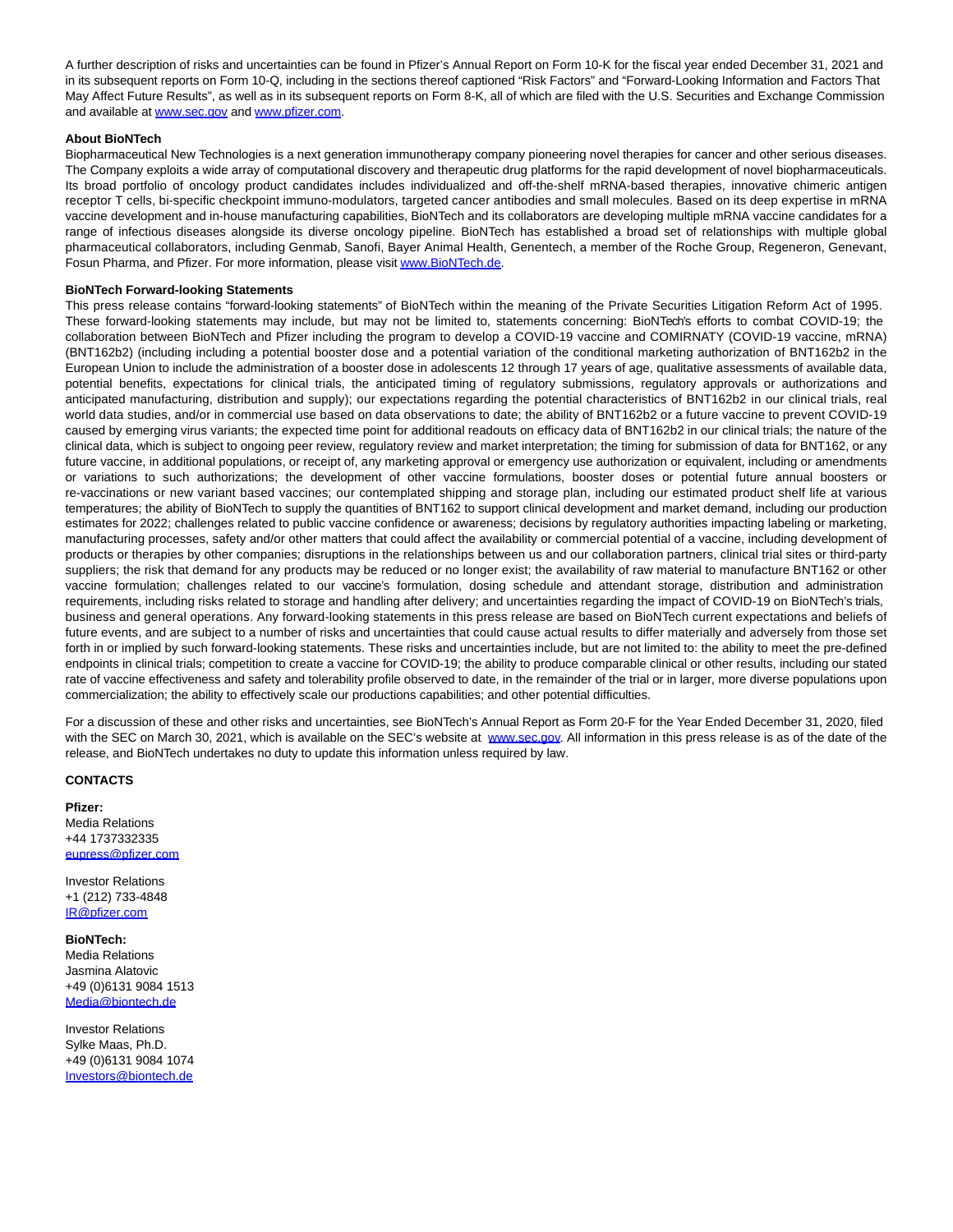A further description of risks and uncertainties can be found in Pfizer's Annual Report on Form 10-K for the fiscal year ended December 31, 2021 and in its subsequent reports on Form 10-Q, including in the sections thereof captioned "Risk Factors" and "Forward-Looking Information and Factors That May Affect Future Results", as well as in its subsequent reports on Form 8-K, all of which are filed with the U.S. Securities and Exchange Commission and available at www.sec.gov and www.pfizer.com.

**About BioNTech**

Biopharmaceutical New Technologies is a next generation immunotherapy company pioneering novel therapies for cancer and other serious diseases. The Company exploits a wide array of computational discovery and therapeutic drug platforms for the rapid development of novel biopharmaceuticals. Its broad portfolio of oncology product candidates includes individualized and off-the-shelf mRNA-based therapies, innovative chimeric antigen receptor T cells, bi-specific checkpoint immuno-modulators, targeted cancer antibodies and small molecules. Based on its deep expertise in mRNA vaccine development and in-house manufacturing capabilities, BioNTech and its collaborators are developing multiple mRNA vaccine candidates for a range of infectious diseases alongside its diverse oncology pipeline. BioNTech has established a broad set of relationships with multiple global pharmaceutical collaborators, including Genmab, Sanofi, Bayer Animal Health, Genentech, a member of the Roche Group, Regeneron, Genevant, Fosun Pharma, and Pfizer. For more information, please visit www.BioNTech.de.

**BioNTech Forward-looking Statements**

This press release contains "forward-looking statements" of BioNTech within the meaning of the Private Securities Litigation Reform Act of 1995. These forward-looking statements may include, but may not be limited to, statements concerning: BioNTech's efforts to combat COVID-19; the collaboration between BioNTech and Pfizer including the program to develop a COVID-19 vaccine and COMIRNATY (COVID-19 vaccine, mRNA) (BNT162b2) (including including a potential booster dose and a potential variation of the conditional marketing authorization of BNT162b2 in the European Union to include the administration of a booster dose in adolescents 12 through 17 years of age, qualitative assessments of available data, potential benefits, expectations for clinical trials, the anticipated timing of regulatory submissions, regulatory approvals or authorizations and anticipated manufacturing, distribution and supply); our expectations regarding the potential characteristics of BNT162b2 in our clinical trials, real world data studies, and/or in commercial use based on data observations to date; the ability of BNT162b2 or a future vaccine to prevent COVID-19 caused by emerging virus variants; the expected time point for additional readouts on efficacy data of BNT162b2 in our clinical trials; the nature of the clinical data, which is subject to ongoing peer review, regulatory review and market interpretation; the timing for submission of data for BNT162, or any future vaccine, in additional populations, or receipt of, any marketing approval or emergency use authorization or equivalent, including or amendments or variations to such authorizations; the development of other vaccine formulations, booster doses or potential future annual boosters or re-vaccinations or new variant based vaccines; our contemplated shipping and storage plan, including our estimated product shelf life at various temperatures; the ability of BioNTech to supply the quantities of BNT162 to support clinical development and market demand, including our production estimates for 2022; challenges related to public vaccine confidence or awareness; decisions by regulatory authorities impacting labeling or marketing, manufacturing processes, safety and/or other matters that could affect the availability or commercial potential of a vaccine, including development of products or therapies by other companies; disruptions in the relationships between us and our collaboration partners, clinical trial sites or third-party suppliers; the risk that demand for any products may be reduced or no longer exist; the availability of raw material to manufacture BNT162 or other vaccine formulation; challenges related to our vaccine's formulation, dosing schedule and attendant storage, distribution and administration requirements, including risks related to storage and handling after delivery; and uncertainties regarding the impact of COVID-19 on BioNTech's trials, business and general operations. Any forward-looking statements in this press release are based on BioNTech current expectations and beliefs of future events, and are subject to a number of risks and uncertainties that could cause actual results to differ materially and adversely from those set forth in or implied by such forward-looking statements. These risks and uncertainties include, but are not limited to: the ability to meet the pre-defined endpoints in clinical trials; competition to create a vaccine for COVID-19; the ability to produce comparable clinical or other results, including our stated rate of vaccine effectiveness and safety and tolerability profile observed to date, in the remainder of the trial or in larger, more diverse populations upon commercialization; the ability to effectively scale our productions capabilities; and other potential difficulties.

For a discussion of these and other risks and uncertainties, see BioNTech's Annual Report as Form 20-F for the Year Ended December 31, 2020, filed with the SEC on March 30, 2021, which is available on the SEC's website at www.sec.gov. All information in this press release is as of the date of the release, and BioNTech undertakes no duty to update this information unless required by law.

**CONTACTS**

**Pfizer:**
Media Relations
+44 1737332335
eupress@pfizer.com

Investor Relations
+1 (212) 733-4848
IR@pfizer.com

**BioNTech:**
Media Relations
Jasmina Alatovic
+49 (0)6131 9084 1513
Media@biontech.de

Investor Relations
Sylke Maas, Ph.D.
+49 (0)6131 9084 1074
Investors@biontech.de